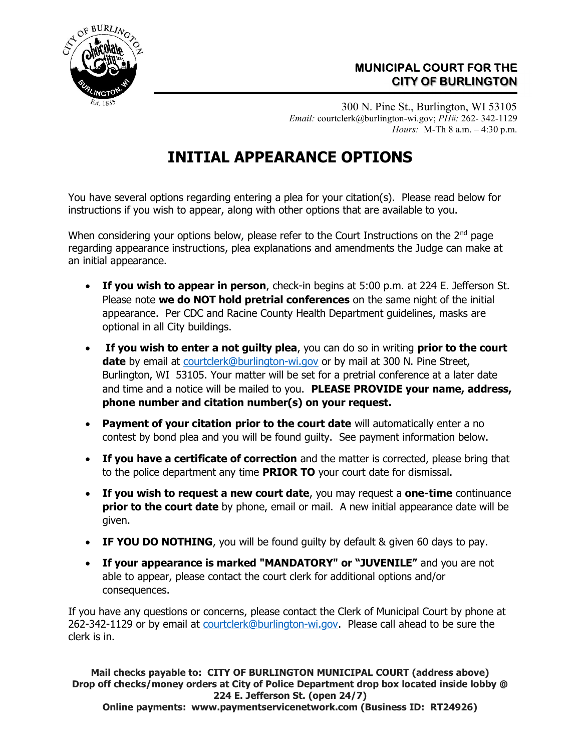**MUNICIPAL COURT FOR THE CITY OF BURLINGTON**

300 N. Pine St., Burlington, WI 53105
*Email:* courtclerk@burlington-wi.gov; *PH#:* 262- 342-1129
*Hours:* M-Th 8 a.m. – 4:30 p.m.

# INITIAL APPEARANCE OPTIONS

You have several options regarding entering a plea for your citation(s). Please read below for instructions if you wish to appear, along with other options that are available to you.

When considering your options below, please refer to the Court Instructions on the 2nd page regarding appearance instructions, plea explanations and amendments the Judge can make at an initial appearance.

- **If you wish to appear in person**, check-in begins at 5:00 p.m. at 224 E. Jefferson St. Please note **we do NOT hold pretrial conferences** on the same night of the initial appearance. Per CDC and Racine County Health Department guidelines, masks are optional in all City buildings.
- **If you wish to enter a not guilty plea**, you can do so in writing **prior to the court date** by email at courtclerk@burlington-wi.gov or by mail at 300 N. Pine Street, Burlington, WI 53105. Your matter will be set for a pretrial conference at a later date and time and a notice will be mailed to you. **PLEASE PROVIDE your name, address, phone number and citation number(s) on your request.**
- **Payment of your citation prior to the court date** will automatically enter a no contest by bond plea and you will be found guilty. See payment information below.
- **If you have a certificate of correction** and the matter is corrected, please bring that to the police department any time **PRIOR TO** your court date for dismissal.
- **If you wish to request a new court date**, you may request a **one-time** continuance **prior to the court date** by phone, email or mail. A new initial appearance date will be given.
- **IF YOU DO NOTHING**, you will be found guilty by default & given 60 days to pay.
- **If your appearance is marked "MANDATORY" or "JUVENILE"** and you are not able to appear, please contact the court clerk for additional options and/or consequences.

If you have any questions or concerns, please contact the Clerk of Municipal Court by phone at 262-342-1129 or by email at courtclerk@burlington-wi.gov. Please call ahead to be sure the clerk is in.

**Mail checks payable to: CITY OF BURLINGTON MUNICIPAL COURT (address above)**
**Drop off checks/money orders at City of Police Department drop box located inside lobby @ 224 E. Jefferson St. (open 24/7)**
**Online payments: www.paymentservicenetwork.com (Business ID: RT24926)**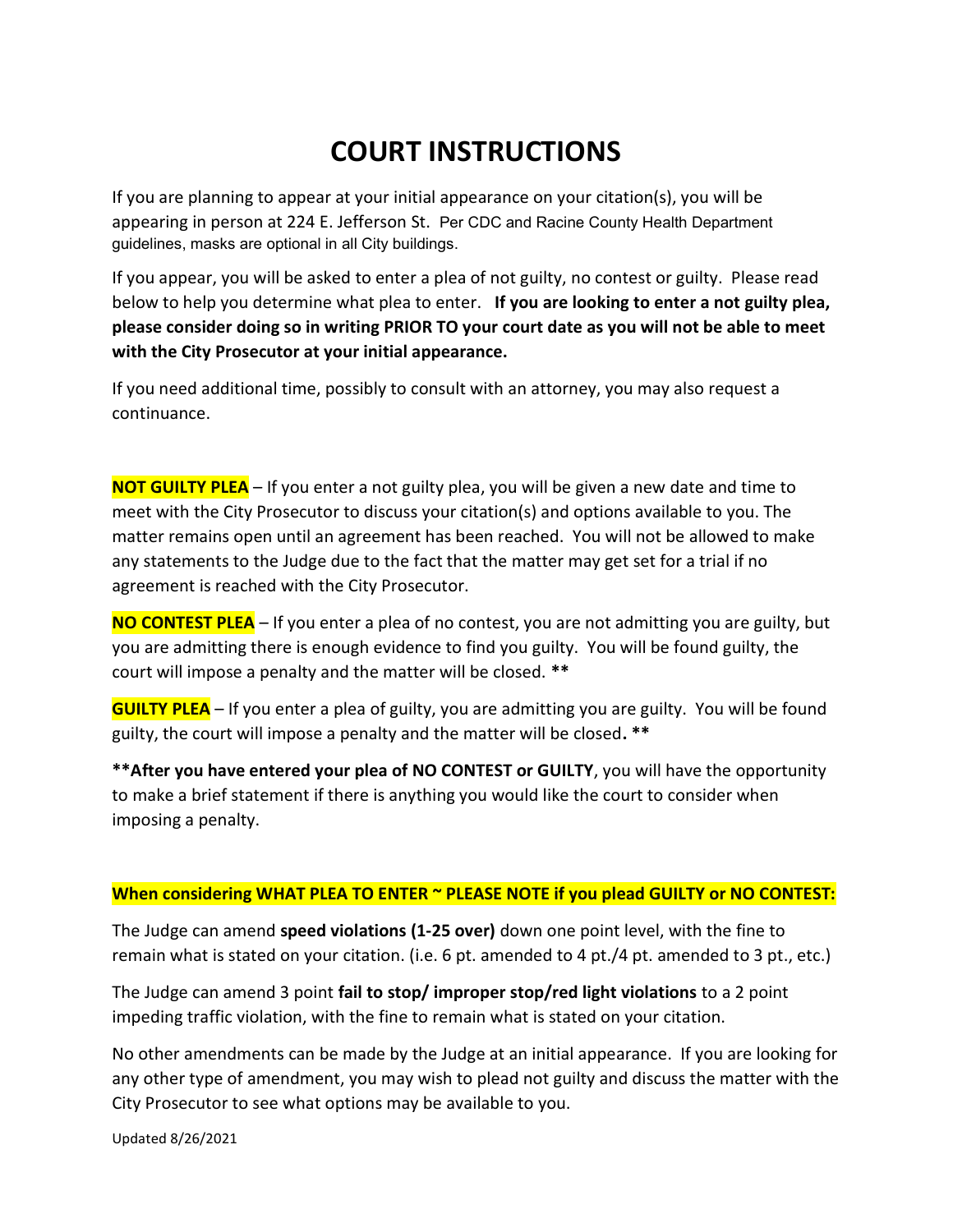# COURT INSTRUCTIONS

If you are planning to appear at your initial appearance on your citation(s), you will be appearing in person at 224 E. Jefferson St. Per CDC and Racine County Health Department guidelines, masks are optional in all City buildings.

If you appear, you will be asked to enter a plea of not guilty, no contest or guilty. Please read below to help you determine what plea to enter. **If you are looking to enter a not guilty plea, please consider doing so in writing PRIOR TO your court date as you will not be able to meet with the City Prosecutor at your initial appearance.**

If you need additional time, possibly to consult with an attorney, you may also request a continuance.

**NOT GUILTY PLEA** – If you enter a not guilty plea, you will be given a new date and time to meet with the City Prosecutor to discuss your citation(s) and options available to you. The matter remains open until an agreement has been reached. You will not be allowed to make any statements to the Judge due to the fact that the matter may get set for a trial if no agreement is reached with the City Prosecutor.

**NO CONTEST PLEA** – If you enter a plea of no contest, you are not admitting you are guilty, but you are admitting there is enough evidence to find you guilty. You will be found guilty, the court will impose a penalty and the matter will be closed. **\*\***

**GUILTY PLEA** – If you enter a plea of guilty, you are admitting you are guilty. You will be found guilty, the court will impose a penalty and the matter will be closed**. \*\***

**\*\*After you have entered your plea of NO CONTEST or GUILTY**, you will have the opportunity to make a brief statement if there is anything you would like the court to consider when imposing a penalty.

**When considering WHAT PLEA TO ENTER ~ PLEASE NOTE if you plead GUILTY or NO CONTEST:**

The Judge can amend **speed violations (1-25 over)** down one point level, with the fine to remain what is stated on your citation. (i.e. 6 pt. amended to 4 pt./4 pt. amended to 3 pt., etc.)

The Judge can amend 3 point **fail to stop/ improper stop/red light violations** to a 2 point impeding traffic violation, with the fine to remain what is stated on your citation.

No other amendments can be made by the Judge at an initial appearance. If you are looking for any other type of amendment, you may wish to plead not guilty and discuss the matter with the City Prosecutor to see what options may be available to you.

Updated 8/26/2021